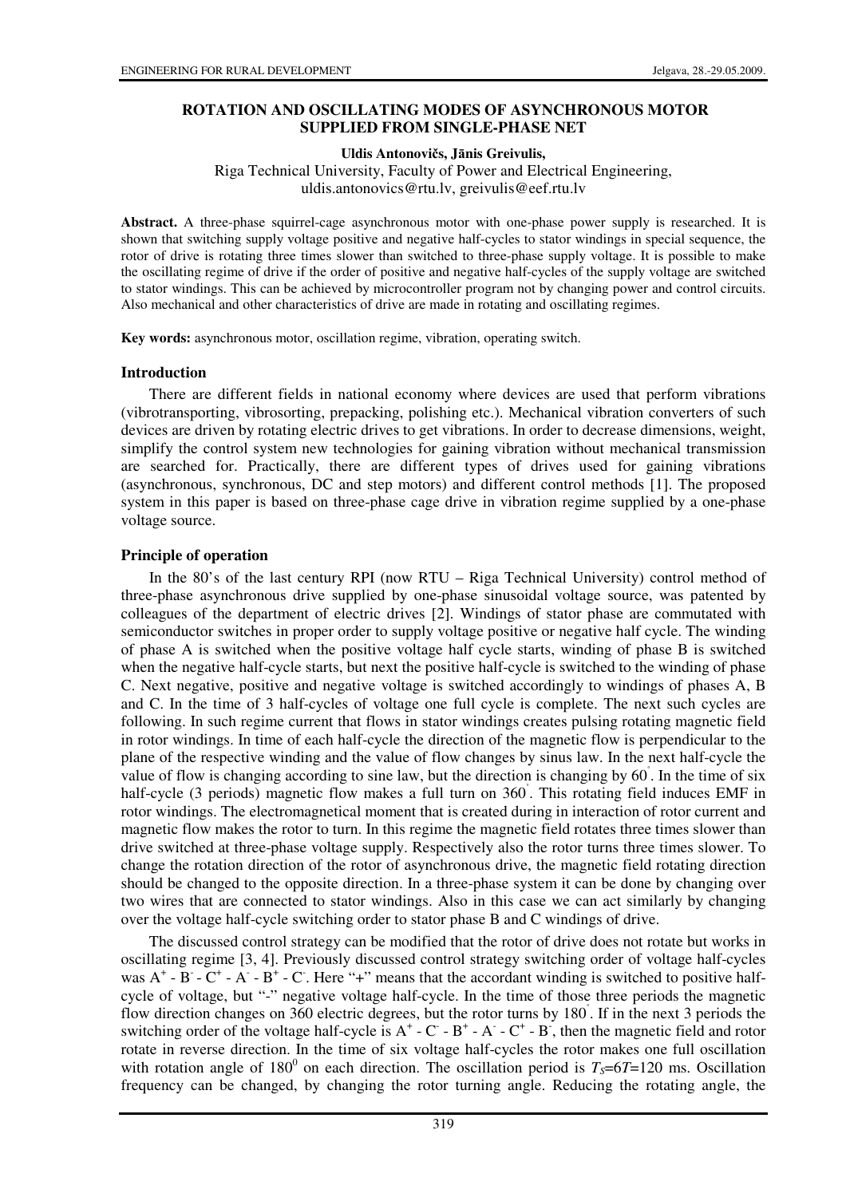# ROTATION AND OSCILLATING MODES OF ASYNCHRONOUS MOTOR SUPPLIED FROM SINGLE-PHASE NET

**Uldis Antonovičs, Jānis Greivulis,**

Riga Technical University, Faculty of Power and Electrical Engineering,
uldis.antonovics@rtu.lv, greivulis@eef.rtu.lv

**Abstract.** A three-phase squirrel-cage asynchronous motor with one-phase power supply is researched. It is shown that switching supply voltage positive and negative half-cycles to stator windings in special sequence, the rotor of drive is rotating three times slower than switched to three-phase supply voltage. It is possible to make the oscillating regime of drive if the order of positive and negative half-cycles of the supply voltage are switched to stator windings. This can be achieved by microcontroller program not by changing power and control circuits. Also mechanical and other characteristics of drive are made in rotating and oscillating regimes.

**Key words:** asynchronous motor, oscillation regime, vibration, operating switch.

## Introduction

There are different fields in national economy where devices are used that perform vibrations (vibrotransporting, vibrosorting, prepacking, polishing etc.). Mechanical vibration converters of such devices are driven by rotating electric drives to get vibrations. In order to decrease dimensions, weight, simplify the control system new technologies for gaining vibration without mechanical transmission are searched for. Practically, there are different types of drives used for gaining vibrations (asynchronous, synchronous, DC and step motors) and different control methods [1]. The proposed system in this paper is based on three-phase cage drive in vibration regime supplied by a one-phase voltage source.

## Principle of operation

In the 80's of the last century RPI (now RTU – Riga Technical University) control method of three-phase asynchronous drive supplied by one-phase sinusoidal voltage source, was patented by colleagues of the department of electric drives [2]. Windings of stator phase are commutated with semiconductor switches in proper order to supply voltage positive or negative half cycle. The winding of phase A is switched when the positive voltage half cycle starts, winding of phase B is switched when the negative half-cycle starts, but next the positive half-cycle is switched to the winding of phase C. Next negative, positive and negative voltage is switched accordingly to windings of phases A, B and C. In the time of 3 half-cycles of voltage one full cycle is complete. The next such cycles are following. In such regime current that flows in stator windings creates pulsing rotating magnetic field in rotor windings. In time of each half-cycle the direction of the magnetic flow is perpendicular to the plane of the respective winding and the value of flow changes by sinus law. In the next half-cycle the value of flow is changing according to sine law, but the direction is changing by $60^{\circ}$. In the time of six half-cycle (3 periods) magnetic flow makes a full turn on $360^{\circ}$. This rotating field induces EMF in rotor windings. The electromagnetical moment that is created during in interaction of rotor current and magnetic flow makes the rotor to turn. In this regime the magnetic field rotates three times slower than drive switched at three-phase voltage supply. Respectively also the rotor turns three times slower. To change the rotation direction of the rotor of asynchronous drive, the magnetic field rotating direction should be changed to the opposite direction. In a three-phase system it can be done by changing over two wires that are connected to stator windings. Also in this case we can act similarly by changing over the voltage half-cycle switching order to stator phase B and C windings of drive.

The discussed control strategy can be modified that the rotor of drive does not rotate but works in oscillating regime [3, 4]. Previously discussed control strategy switching order of voltage half-cycles was $A^+$ - $B^-$ - $C^+$ - $A^-$ - $B^+$ - $C^-$. Here "+" means that the accordant winding is switched to positive half-cycle of voltage, but "-" negative voltage half-cycle. In the time of those three periods the magnetic flow direction changes on 360 electric degrees, but the rotor turns by $180^{\circ}$. If in the next 3 periods the switching order of the voltage half-cycle is $A^+$ - $C^-$ - $B^+$ - $A^-$ - $C^+$ - $B^-$, then the magnetic field and rotor rotate in reverse direction. In the time of six voltage half-cycles the rotor makes one full oscillation with rotation angle of $180^0$ on each direction. The oscillation period is $T_S=6T=120$ ms. Oscillation frequency can be changed, by changing the rotor turning angle. Reducing the rotating angle, the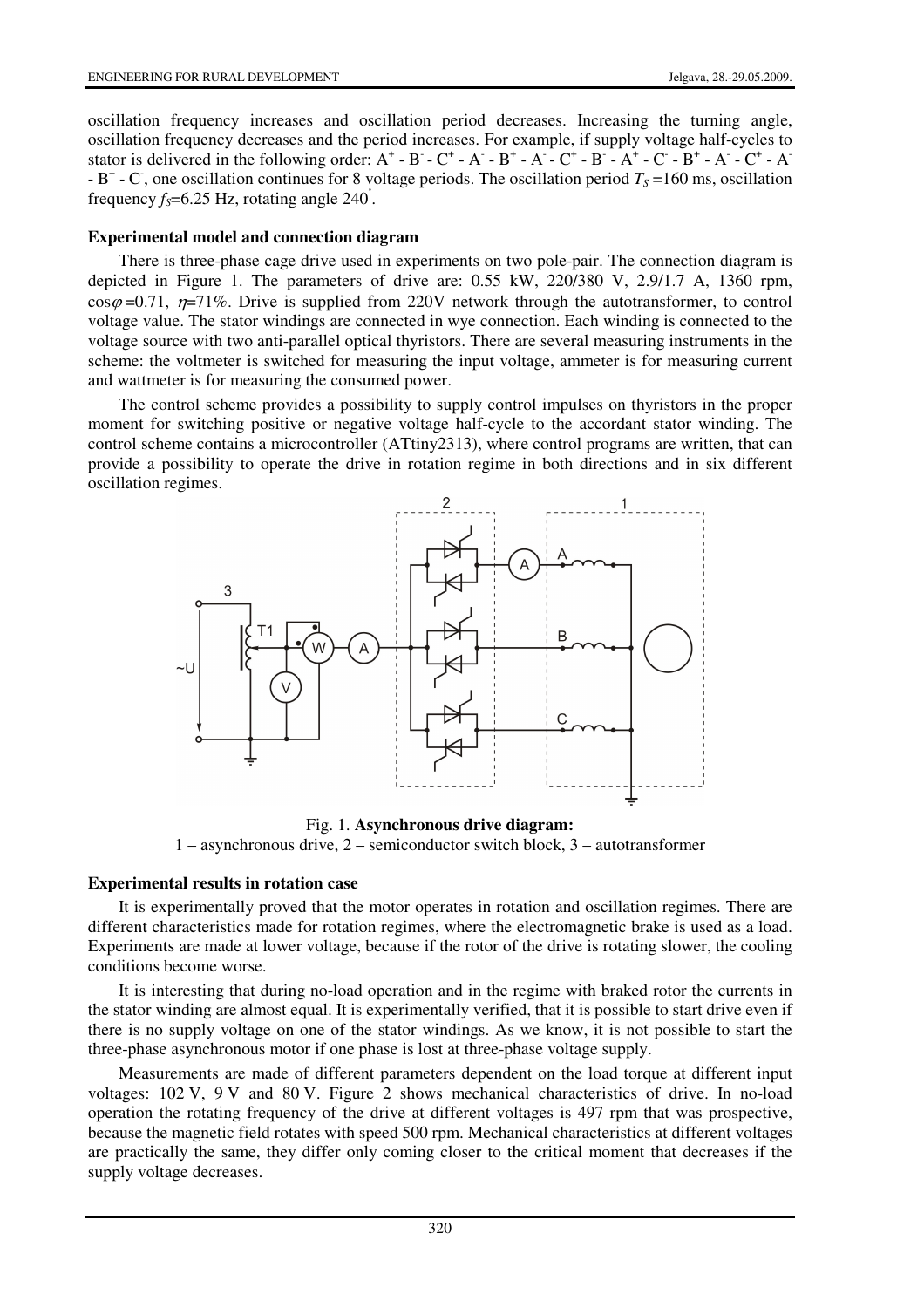oscillation frequency increases and oscillation period decreases. Increasing the turning angle, oscillation frequency decreases and the period increases. For example, if supply voltage half-cycles to stator is delivered in the following order: $A^+$ - $B^-$ - $C^+$ - $A^-$ - $B^+$ - $A^-$ - $C^+$ - $B^-$ - $A^+$ - $C^-$ - $B^+$ - $A^-$ - $C^+$ - $A^-$ - $B^+$ - $C^-$, one oscillation continues for 8 voltage periods. The oscillation period $T_S$ =160 ms, oscillation frequency $f_S$=6.25 Hz, rotating angle 240°.

### Experimental model and connection diagram

There is three-phase cage drive used in experiments on two pole-pair. The connection diagram is depicted in Figure 1. The parameters of drive are: 0.55 kW, 220/380 V, 2.9/1.7 A, 1360 rpm, $\cos\varphi$ =0.71, $\eta$=71%. Drive is supplied from 220V network through the autotransformer, to control voltage value. The stator windings are connected in wye connection. Each winding is connected to the voltage source with two anti-parallel optical thyristors. There are several measuring instruments in the scheme: the voltmeter is switched for measuring the input voltage, ammeter is for measuring current and wattmeter is for measuring the consumed power.

The control scheme provides a possibility to supply control impulses on thyristors in the proper moment for switching positive or negative voltage half-cycle to the accordant stator winding. The control scheme contains a microcontroller (ATtiny2313), where control programs are written, that can provide a possibility to operate the drive in rotation regime in both directions and in six different oscillation regimes.

Fig. 1. **Asynchronous drive diagram:**
1 – asynchronous drive, 2 – semiconductor switch block, 3 – autotransformer

### Experimental results in rotation case

It is experimentally proved that the motor operates in rotation and oscillation regimes. There are different characteristics made for rotation regimes, where the electromagnetic brake is used as a load. Experiments are made at lower voltage, because if the rotor of the drive is rotating slower, the cooling conditions become worse.

It is interesting that during no-load operation and in the regime with braked rotor the currents in the stator winding are almost equal. It is experimentally verified, that it is possible to start drive even if there is no supply voltage on one of the stator windings. As we know, it is not possible to start the three-phase asynchronous motor if one phase is lost at three-phase voltage supply.

Measurements are made of different parameters dependent on the load torque at different input voltages: 102 V, 9 V and 80 V. Figure 2 shows mechanical characteristics of drive. In no-load operation the rotating frequency of the drive at different voltages is 497 rpm that was prospective, because the magnetic field rotates with speed 500 rpm. Mechanical characteristics at different voltages are practically the same, they differ only coming closer to the critical moment that decreases if the supply voltage decreases.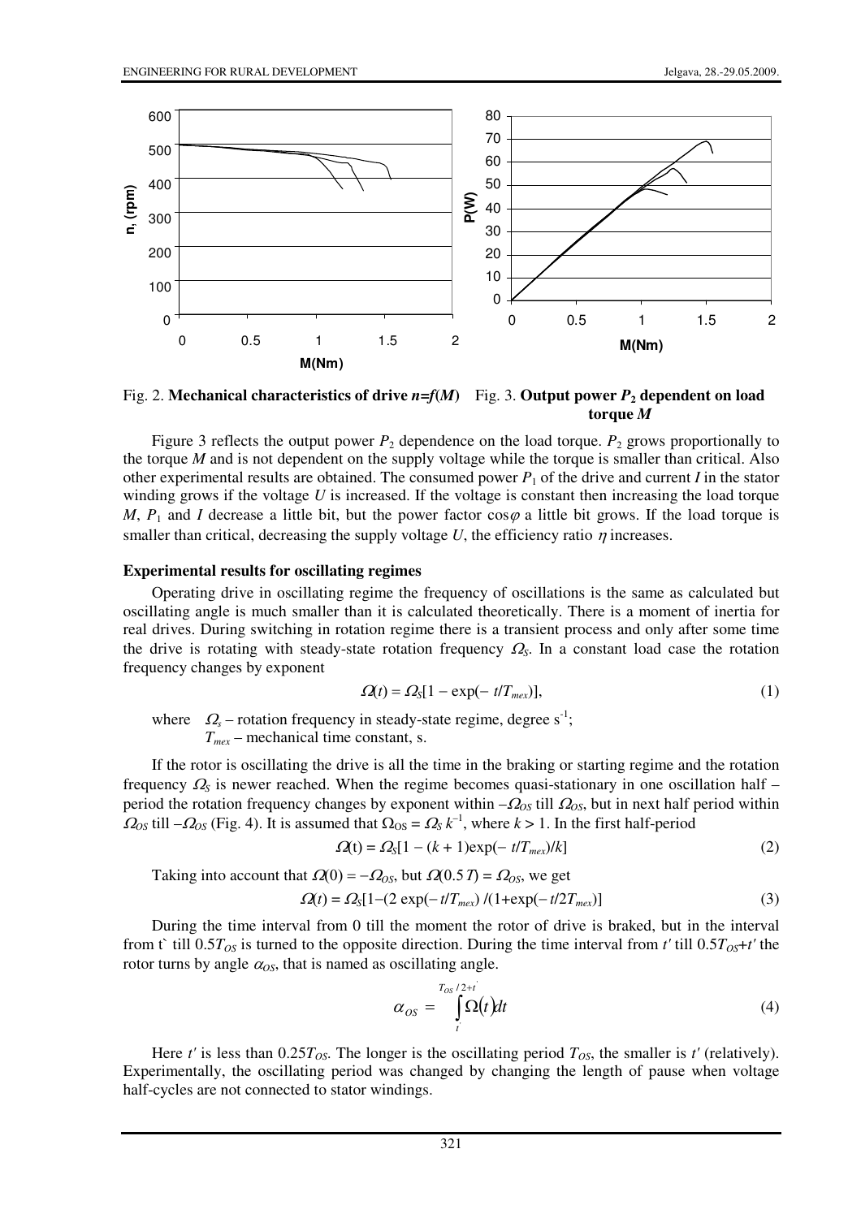Fig. 2. **Mechanical characteristics of drive $n=f(M)$**

Fig. 3. **Output power $P_2$ dependent on load torque $M$**

Figure 3 reflects the output power $P_2$ dependence on the load torque. $P_2$ grows proportionally to the torque $M$ and is not dependent on the supply voltage while the torque is smaller than critical. Also other experimental results are obtained. The consumed power $P_1$ of the drive and current $I$ in the stator winding grows if the voltage $U$ is increased. If the voltage is constant then increasing the load torque $M$, $P_1$ and $I$ decrease a little bit, but the power factor $\cos\varphi$ a little bit grows. If the load torque is smaller than critical, decreasing the supply voltage $U$, the efficiency ratio $\eta$ increases.

### Experimental results for oscillating regimes

Operating drive in oscillating regime the frequency of oscillations is the same as calculated but oscillating angle is much smaller than it is calculated theoretically. There is a moment of inertia for real drives. During switching in rotation regime there is a transient process and only after some time the drive is rotating with steady-state rotation frequency $\Omega_S$. In a constant load case the rotation frequency changes by exponent

$$\Omega(t) = \Omega_S[1 - \exp(- t/T_{mex})], \tag{1}$$

where $\Omega_s$ – rotation frequency in steady-state regime, degree $s^{-1}$;
$T_{mex}$ – mechanical time constant, s.

If the rotor is oscillating the drive is all the time in the braking or starting regime and the rotation frequency $\Omega_S$ is newer reached. When the regime becomes quasi-stationary in one oscillation half – period the rotation frequency changes by exponent within $-\Omega_{OS}$ till $\Omega_{OS}$, but in next half period within $\Omega_{OS}$ till $-\Omega_{OS}$ (Fig. 4). It is assumed that $\Omega_{OS} = \Omega_S\, k^{-1}$, where $k > 1$. In the first half-period

$$\Omega(t) = \Omega_S[1 - (k + 1)\exp(- t/T_{mex})/k] \tag{2}$$

Taking into account that $\Omega(0) = -\Omega_{OS}$, but $\Omega(0.5\,T) = \Omega_{OS}$, we get

$$\Omega(t) = \Omega_S[1-(2\exp(-t/T_{mex})\,/(1+\exp(-t/2T_{mex})] \tag{3}$$

During the time interval from 0 till the moment the rotor of drive is braked, but in the interval from t` till $0.5T_{OS}$ is turned to the opposite direction. During the time interval from $t'$ till $0.5T_{OS}+t'$ the rotor turns by angle $\alpha_{OS}$, that is named as oscillating angle.

$$\alpha_{OS} = \int_{t'}^{T_{OS}/2+t'} \Omega(t)dt \tag{4}$$

Here $t'$ is less than $0.25T_{OS}$. The longer is the oscillating period $T_{OS}$, the smaller is $t'$ (relatively). Experimentally, the oscillating period was changed by changing the length of pause when voltage half-cycles are not connected to stator windings.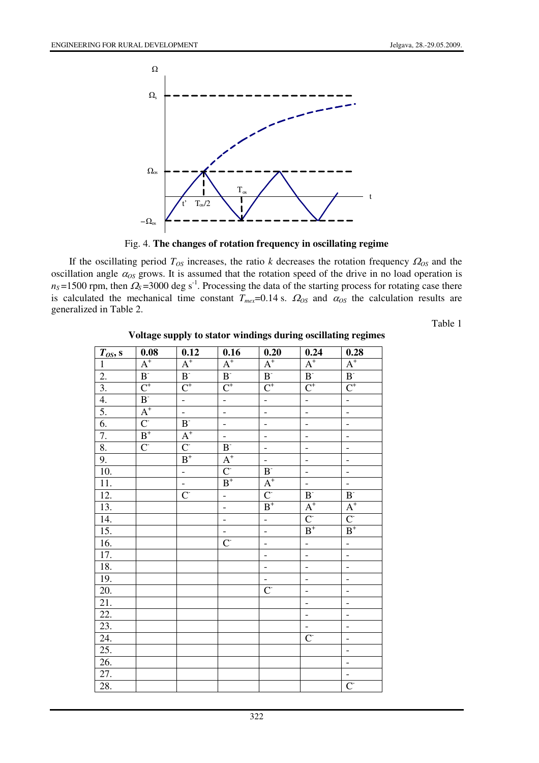Fig. 4. **The changes of rotation frequency in oscillating regime**

If the oscillating period $T_{OS}$ increases, the ratio $k$ decreases the rotation frequency $\Omega_{OS}$ and the oscillation angle $\alpha_{OS}$ grows. It is assumed that the rotation speed of the drive in no load operation is $n_S$=1500 rpm, then $\Omega_S$=3000 deg s$^{-1}$. Processing the data of the starting process for rotating case there is calculated the mechanical time constant $T_{mex}$=0.14 s. $\Omega_{OS}$ and $\alpha_{OS}$ the calculation results are generalized in Table 2.

Table 1

**Voltage supply to stator windings during oscillating regimes**

| $T_{OS}$, s | 0.08 | 0.12 | 0.16 | 0.20 | 0.24 | 0.28 |
|---|---|---|---|---|---|---|
| 1 | $A^+$ | $A^+$ | $A^+$ | $A^+$ | $A^+$ | $A^+$ |
| 2. | $B^-$ | $B^-$ | $B^-$ | $B^-$ | $B^-$ | $B^-$ |
| 3. | $C^+$ | $C^+$ | $C^+$ | $C^+$ | $C^+$ | $C^+$ |
| 4. | $B^-$ | - | - | - | - | - |
| 5. | $A^+$ | - | - | - | - | - |
| 6. | $C^-$ | $B^-$ | - | - | - | - |
| 7. | $B^+$ | $A^+$ | - | - | - | - |
| 8. | $C^-$ | $C^-$ | $B^-$ | - | - | - |
| 9. | | $B^+$ | $A^+$ | - | - | - |
| 10. | | - | $C^-$ | $B^-$ | - | - |
| 11. | | - | $B^+$ | $A^+$ | - | - |
| 12. | | $C^-$ | - | $C^-$ | $B^-$ | $B^-$ |
| 13. | | | - | $B^+$ | $A^+$ | $A^+$ |
| 14. | | | - | - | $C^-$ | $C^-$ |
| 15. | | | - | - | $B^+$ | $B^+$ |
| 16. | | | $C^-$ | - | - | - |
| 17. | | | | - | - | - |
| 18. | | | | - | - | - |
| 19. | | | | - | - | - |
| 20. | | | | $C^-$ | - | - |
| 21. | | | | | - | - |
| 22. | | | | | - | - |
| 23. | | | | | - | - |
| 24. | | | | | $C^-$ | - |
| 25. | | | | | | - |
| 26. | | | | | | - |
| 27. | | | | | | - |
| 28. | | | | | | $C^-$ |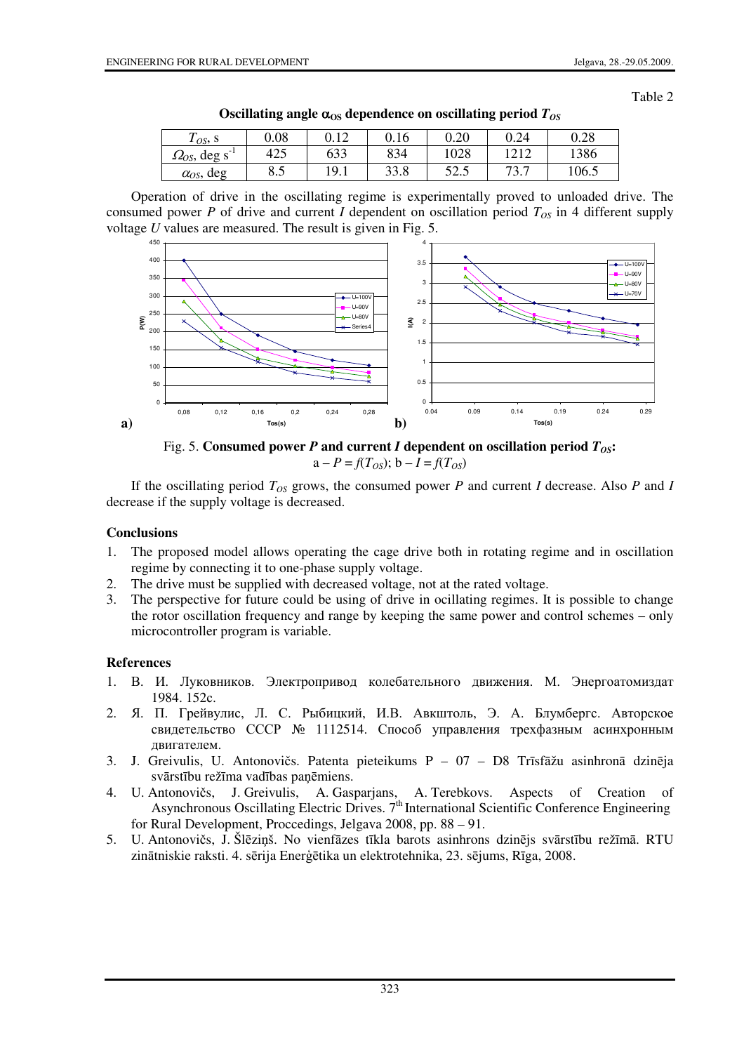Table 2

**Oscillating angle $\alpha_{OS}$ dependence on oscillating period $T_{OS}$**

| $T_{OS}$, s | 0.08 | 0.12 | 0.16 | 0.20 | 0.24 | 0.28 |
|---|---|---|---|---|---|---|
| $\Omega_{OS}$, deg s$^{-1}$ | 425 | 633 | 834 | 1028 | 1212 | 1386 |
| $\alpha_{OS}$, deg | 8.5 | 19.1 | 33.8 | 52.5 | 73.7 | 106.5 |

Operation of drive in the oscillating regime is experimentally proved to unloaded drive. The consumed power $P$ of drive and current $I$ dependent on oscillation period $T_{OS}$ in 4 different supply voltage $U$ values are measured. The result is given in Fig. 5.

a)
P(W)
450
400
350
300
250
200
150
100
50
0
0,08 0,12 0,16 0,2 0,24 0,28
Tos(s)
U=100V
U=90V
U=80V
Series4

b)
I(A)
4
3.5
3
2.5
2
1.5
1
0.5
0
0.04 0.09 0.14 0.19 0.24 0.29
Tos(s)
U=100V
U=90V
U=80V
U=70V

Fig. 5. **Consumed power *P* and current *I* dependent on oscillation period $T_{OS}$:**
a – $P = f(T_{OS})$; b – $I = f(T_{OS})$

If the oscillating period $T_{OS}$ grows, the consumed power $P$ and current $I$ decrease. Also $P$ and $I$ decrease if the supply voltage is decreased.

## Conclusions

1. The proposed model allows operating the cage drive both in rotating regime and in oscillation regime by connecting it to one-phase supply voltage.
2. The drive must be supplied with decreased voltage, not at the rated voltage.
3. The perspective for future could be using of drive in ocillating regimes. It is possible to change the rotor oscillation frequency and range by keeping the same power and control schemes – only microcontroller program is variable.

## References

1. В. И. Луковников. Электропривод колебательного движения. М. Энергоатомиздат 1984. 152с.
2. Я. П. Грейвулис, Л. С. Рыбицкий, И.В. Авкштоль, Э. А. Блумбергс. Авторское свидетельство СССР № 1112514. Способ управления трехфазным асинхронным двигателем.
3. J. Greivulis, U. Antonovičs. Patenta pieteikums P – 07 – D8 Trīsfāžu asinhronā dzinēja svārstību režīma vadības paņēmiens.
4. U. Antonovičs, J. Greivulis, A. Gasparjans, A. Terebkovs. Aspects of Creation of Asynchronous Oscillating Electric Drives. 7th International Scientific Conference Engineering for Rural Development, Proccedings, Jelgava 2008, pp. 88 – 91.
5. U. Antonovičs, J. Šlēziņš. No vienfāzes tīkla barots asinhrons dzinējs svārstību režīmā. RTU zinātniskie raksti. 4. sērija Enerģētika un elektrotehnika, 23. sējums, Rīga, 2008.